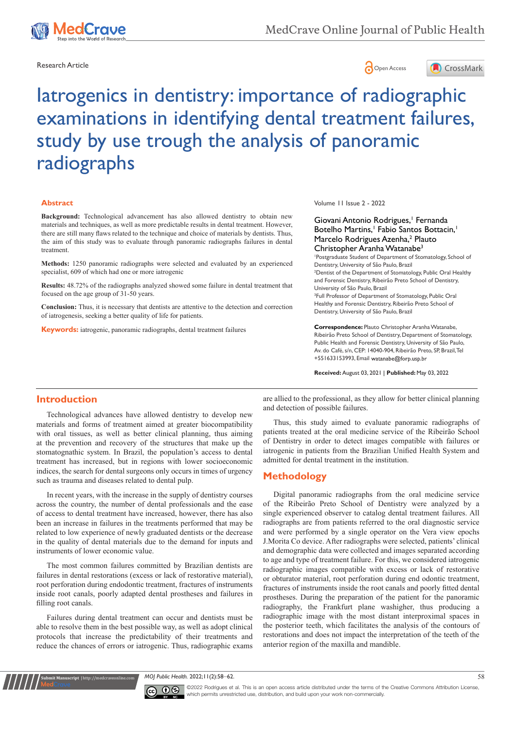Research Article

# Iatrogenics in dentistry: importance of radiographic examinations in identifying dental treatment failures, study by use trough the analysis of panoramic radiographs

## Abstract

**Background:** Technological advancement has also allowed dentistry to obtain new materials and techniques, as well as more predictable results in dental treatment. However, there are still many flaws related to the technique and choice of materials by dentists. Thus, the aim of this study was to evaluate through panoramic radiographs failures in dental treatment.

**Methods:** 1250 panoramic radiographs were selected and evaluated by an experienced specialist, 609 of which had one or more iatrogenic

**Results:** 48.72% of the radiographs analyzed showed some failure in dental treatment that focused on the age group of 31-50 years.

**Conclusion:** Thus, it is necessary that dentists are attentive to the detection and correction of iatrogenesis, seeking a better quality of life for patients.

**Keywords:** iatrogenic, panoramic radiographs, dental treatment failures

Volume 11 Issue 2 - 2022

Giovani Antonio Rodrigues,[1] Fernanda Botelho Martins,[1] Fabio Santos Bottacin,[1] Marcelo Rodrigues Azenha,[2] Plauto Christopher Aranha Watanabe[3]

[1]Postgraduate Student of Department of Stomatology, School of Dentistry, University of São Paulo, Brazil

[2]Dentist of the Department of Stomatology, Public Oral Healthy and Forensic Dentistry, Ribeirão Preto School of Dentistry, University of São Paulo, Brazil

[3]Full Professor of Department of Stomatology, Public Oral Healthy and Forensic Dentistry, Ribeirão Preto School of Dentistry, University of São Paulo, Brazil

**Correspondence:** Plauto Christopher Aranha Watanabe, Ribeirão Preto School of Dentistry, Department of Stomatology, Public Health and Forensic Dentistry, University of São Paulo, Av. do Café, s/n, CEP: 14040-904, Ribeirão Preto, SP, Brazil, Tel +551633153993, Email watanabe@forp.usp.br

**Received:** August 03, 2021 | **Published:** May 03, 2022

## Introduction

Technological advances have allowed dentistry to develop new materials and forms of treatment aimed at greater biocompatibility with oral tissues, as well as better clinical planning, thus aiming at the prevention and recovery of the structures that make up the stomatognathic system. In Brazil, the population's access to dental treatment has increased, but in regions with lower socioeconomic indices, the search for dental surgeons only occurs in times of urgency such as trauma and diseases related to dental pulp.

In recent years, with the increase in the supply of dentistry courses across the country, the number of dental professionals and the ease of access to dental treatment have increased, however, there has also been an increase in failures in the treatments performed that may be related to low experience of newly graduated dentists or the decrease in the quality of dental materials due to the demand for inputs and instruments of lower economic value.

The most common failures committed by Brazilian dentists are failures in dental restorations (excess or lack of restorative material), root perforation during endodontic treatment, fractures of instruments inside root canals, poorly adapted dental prostheses and failures in filling root canals.

Failures during dental treatment can occur and dentists must be able to resolve them in the best possible way, as well as adopt clinical protocols that increase the predictability of their treatments and reduce the chances of errors or iatrogenic. Thus, radiographic exams are allied to the professional, as they allow for better clinical planning and detection of possible failures.

Thus, this study aimed to evaluate panoramic radiographs of patients treated at the oral medicine service of the Ribeirão School of Dentistry in order to detect images compatible with failures or iatrogenic in patients from the Brazilian Unified Health System and admitted for dental treatment in the institution.

## Methodology

Digital panoramic radiographs from the oral medicine service of the Ribeirão Preto School of Dentistry were analyzed by a single experienced observer to catalog dental treatment failures. All radiographs are from patients referred to the oral diagnostic service and were performed by a single operator on the Vera view epochs J.Morita Co device. After radiographs were selected, patients' clinical and demographic data were collected and images separated according to age and type of treatment failure. For this, we considered iatrogenic radiographic images compatible with excess or lack of restorative or obturator material, root perforation during end odontic treatment, fractures of instruments inside the root canals and poorly fitted dental prostheses. During the preparation of the patient for the panoramic radiography, the Frankfurt plane washigher, thus producing a radiographic image with the most distant interproximal spaces in the posterior teeth, which facilitates the analysis of the contours of restorations and does not impact the interpretation of the teeth of the anterior region of the maxilla and mandible.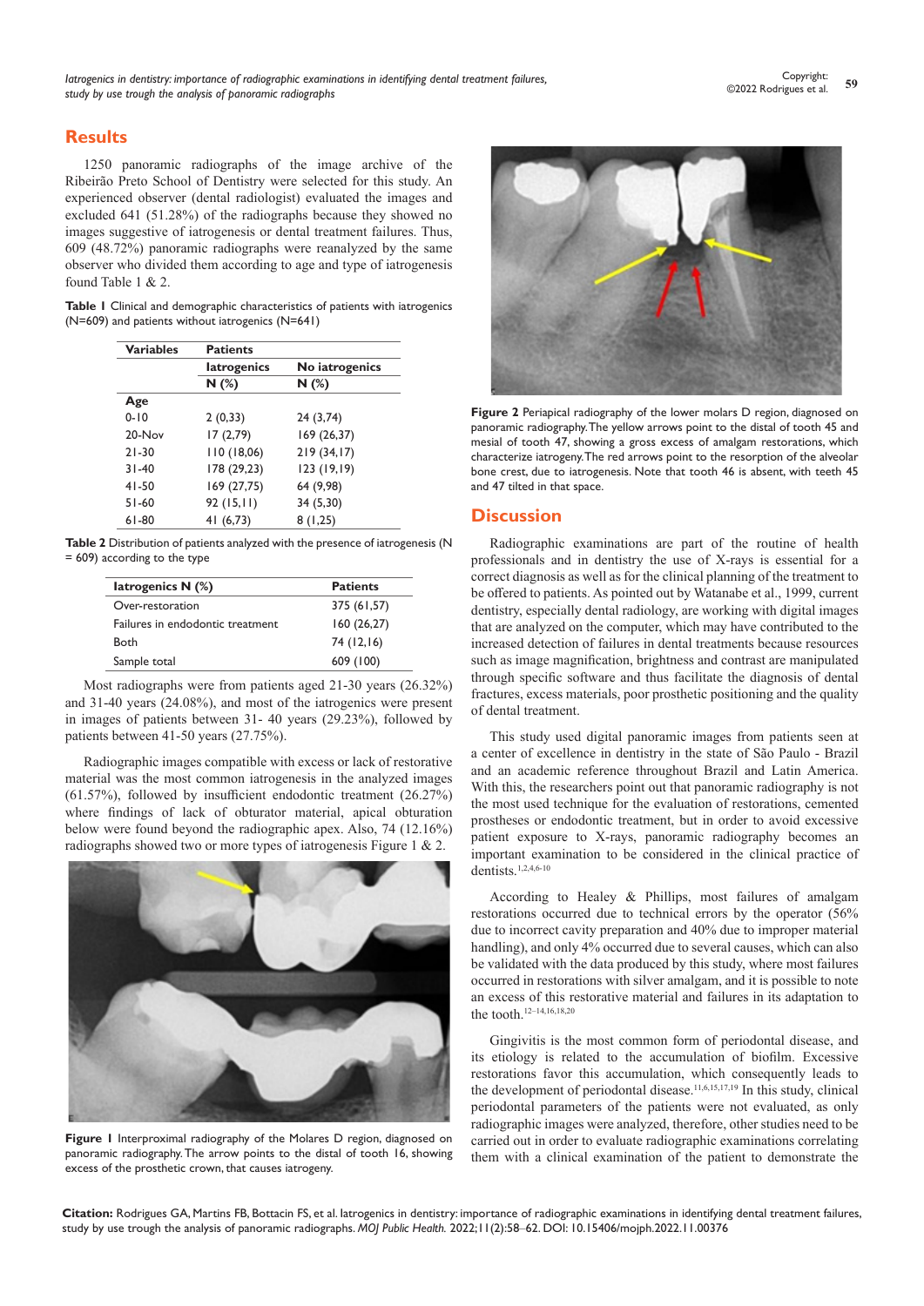## Results

1250 panoramic radiographs of the image archive of the Ribeirão Preto School of Dentistry were selected for this study. An experienced observer (dental radiologist) evaluated the images and excluded 641 (51.28%) of the radiographs because they showed no images suggestive of iatrogenesis or dental treatment failures. Thus, 609 (48.72%) panoramic radiographs were reanalyzed by the same observer who divided them according to age and type of iatrogenesis found Table 1 & 2.

**Table 1** Clinical and demographic characteristics of patients with iatrogenics (N=609) and patients without iatrogenics (N=641)

| Variables | Patients | |
|---|---|---|
| | Iatrogenics | No iatrogenics |
| | N (%) | N (%) |
| Age | | |
| 0-10 | 2 (0,33) | 24 (3,74) |
| 20-Nov | 17 (2,79) | 169 (26,37) |
| 21-30 | 110 (18,06) | 219 (34,17) |
| 31-40 | 178 (29,23) | 123 (19,19) |
| 41-50 | 169 (27,75) | 64 (9,98) |
| 51-60 | 92 (15,11) | 34 (5,30) |
| 61-80 | 41 (6,73) | 8 (1,25) |

**Table 2** Distribution of patients analyzed with the presence of iatrogenesis (N = 609) according to the type

| Iatrogenics N (%) | Patients |
|---|---|
| Over-restoration | 375 (61,57) |
| Failures in endodontic treatment | 160 (26,27) |
| Both | 74 (12,16) |
| Sample total | 609 (100) |

Most radiographs were from patients aged 21-30 years (26.32%) and 31-40 years (24.08%), and most of the iatrogenics were present in images of patients between 31- 40 years (29.23%), followed by patients between 41-50 years (27.75%).

Radiographic images compatible with excess or lack of restorative material was the most common iatrogenesis in the analyzed images (61.57%), followed by insufficient endodontic treatment (26.27%) where findings of lack of obturator material, apical obturation below were found beyond the radiographic apex. Also, 74 (12.16%) radiographs showed two or more types of iatrogenesis Figure 1 & 2.

**Figure 1** Interproximal radiography of the Molares D region, diagnosed on panoramic radiography. The arrow points to the distal of tooth 16, showing excess of the prosthetic crown, that causes iatrogeny.

**Figure 2** Periapical radiography of the lower molars D region, diagnosed on panoramic radiography. The yellow arrows point to the distal of tooth 45 and mesial of tooth 47, showing a gross excess of amalgam restorations, which characterize iatrogeny. The red arrows point to the resorption of the alveolar bone crest, due to iatrogenesis. Note that tooth 46 is absent, with teeth 45 and 47 tilted in that space.

## Discussion

Radiographic examinations are part of the routine of health professionals and in dentistry the use of X-rays is essential for a correct diagnosis as well as for the clinical planning of the treatment to be offered to patients. As pointed out by Watanabe et al., 1999, current dentistry, especially dental radiology, are working with digital images that are analyzed on the computer, which may have contributed to the increased detection of failures in dental treatments because resources such as image magnification, brightness and contrast are manipulated through specific software and thus facilitate the diagnosis of dental fractures, excess materials, poor prosthetic positioning and the quality of dental treatment.

This study used digital panoramic images from patients seen at a center of excellence in dentistry in the state of São Paulo - Brazil and an academic reference throughout Brazil and Latin America. With this, the researchers point out that panoramic radiography is not the most used technique for the evaluation of restorations, cemented prostheses or endodontic treatment, but in order to avoid excessive patient exposure to X-rays, panoramic radiography becomes an important examination to be considered in the clinical practice of dentists.[1,2,4,6-10]

According to Healey & Phillips, most failures of amalgam restorations occurred due to technical errors by the operator (56% due to incorrect cavity preparation and 40% due to improper material handling), and only 4% occurred due to several causes, which can also be validated with the data produced by this study, where most failures occurred in restorations with silver amalgam, and it is possible to note an excess of this restorative material and failures in its adaptation to the tooth.[12–14,16,18,20]

Gingivitis is the most common form of periodontal disease, and its etiology is related to the accumulation of biofilm. Excessive restorations favor this accumulation, which consequently leads to the development of periodontal disease.[11,6,15,17,19] In this study, clinical periodontal parameters of the patients were not evaluated, as only radiographic images were analyzed, therefore, other studies need to be carried out in order to evaluate radiographic examinations correlating them with a clinical examination of the patient to demonstrate the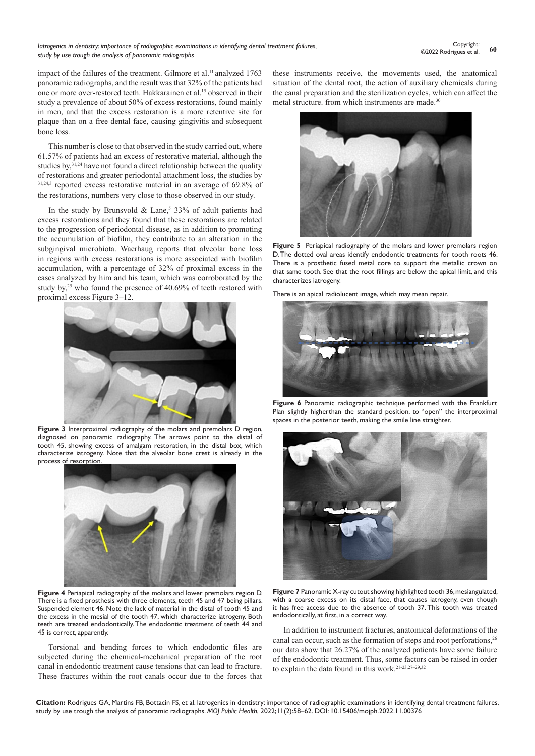impact of the failures of the treatment. Gilmore et al.[11] analyzed 1763 panoramic radiographs, and the result was that 32% of the patients had one or more over-restored teeth. Hakkarainen et al.[15] observed in their study a prevalence of about 50% of excess restorations, found mainly in men, and that the excess restoration is a more retentive site for plaque than on a free dental face, causing gingivitis and subsequent bone loss.

This number is close to that observed in the study carried out, where 61.57% of patients had an excess of restorative material, although the studies by,[31,24] have not found a direct relationship between the quality of restorations and greater periodontal attachment loss, the studies by [31,24,3] reported excess restorative material in an average of 69.8% of the restorations, numbers very close to those observed in our study.

In the study by Brunsvold & Lane,[5] 33% of adult patients had excess restorations and they found that these restorations are related to the progression of periodontal disease, as in addition to promoting the accumulation of biofilm, they contribute to an alteration in the subgingival microbiota. Waerhaug reports that alveolar bone loss in regions with excess restorations is more associated with biofilm accumulation, with a percentage of 32% of proximal excess in the cases analyzed by him and his team, which was corroborated by the study by,[25] who found the presence of 40.69% of teeth restored with proximal excess Figure 3–12.

**Figure 3** Interproximal radiography of the molars and premolars D region, diagnosed on panoramic radiography. The arrows point to the distal of tooth 45, showing excess of amalgam restoration, in the distal box, which characterize iatrogeny. Note that the alveolar bone crest is already in the process of resorption.

**Figure 4** Periapical radiography of the molars and lower premolars region D. There is a fixed prosthesis with three elements, teeth 45 and 47 being pillars. Suspended element 46. Note the lack of material in the distal of tooth 45 and the excess in the mesial of the tooth 47, which characterize iatrogeny. Both teeth are treated endodontically. The endodontic treatment of teeth 44 and 45 is correct, apparently.

Torsional and bending forces to which endodontic files are subjected during the chemical-mechanical preparation of the root canal in endodontic treatment cause tensions that can lead to fracture. These fractures within the root canals occur due to the forces that these instruments receive, the movements used, the anatomical situation of the dental root, the action of auxiliary chemicals during the canal preparation and the sterilization cycles, which can affect the metal structure. from which instruments are made.[30]

**Figure 5** Periapical radiography of the molars and lower premolars region D. The dotted oval areas identify endodontic treatments for tooth roots 46. There is a prosthetic fused metal core to support the metallic crown on that same tooth. See that the root fillings are below the apical limit, and this characterizes iatrogeny.

There is an apical radiolucent image, which may mean repair.

**Figure 6** Panoramic radiographic technique performed with the Frankfurt Plan slightly higherthan the standard position, to "open" the interproximal spaces in the posterior teeth, making the smile line straighter.

**Figure 7** Panoramic X-ray cutout showing highlighted tooth 36, mesiangulated, with a coarse excess on its distal face, that causes iatrogeny, even though it has free access due to the absence of tooth 37. This tooth was treated endodontically, at first, in a correct way.

In addition to instrument fractures, anatomical deformations of the canal can occur, such as the formation of steps and root perforations,[26] our data show that 26.27% of the analyzed patients have some failure of the endodontic treatment. Thus, some factors can be raised in order to explain the data found in this work.[21-23,27-29,32]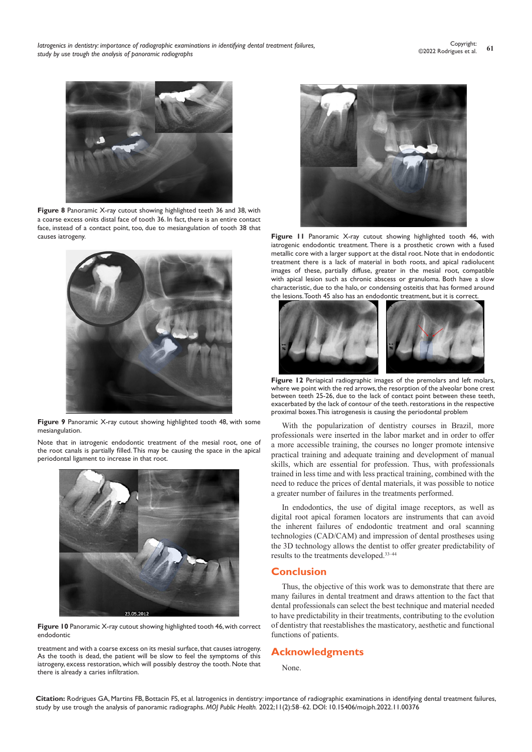Figure 8 Panoramic X-ray cutout showing highlighted teeth 36 and 38, with a coarse excess onits distal face of tooth 36. In fact, there is an entire contact face, instead of a contact point, too, due to mesiangulation of tooth 38 that causes iatrogeny.

Figure 9 Panoramic X-ray cutout showing highlighted tooth 48, with some mesiangulation.

Note that in iatrogenic endodontic treatment of the mesial root, one of the root canals is partially filled. This may be causing the space in the apical periodontal ligament to increase in that root.

Figure 10 Panoramic X-ray cutout showing highlighted tooth 46, with correct endodontic

treatment and with a coarse excess on its mesial surface, that causes iatrogeny. As the tooth is dead, the patient will be slow to feel the symptoms of this iatrogeny, excess restoration, which will possibly destroy the tooth. Note that there is already a caries infiltration.

Figure 11 Panoramic X-ray cutout showing highlighted tooth 46, with iatrogenic endodontic treatment. There is a prosthetic crown with a fused metallic core with a larger support at the distal root. Note that in endodontic treatment there is a lack of material in both roots, and apical radiolucent images of these, partially diffuse, greater in the mesial root, compatible with apical lesion such as chronic abscess or granuloma. Both have a slow characteristic, due to the halo, or condensing osteitis that has formed around the lesions. Tooth 45 also has an endodontic treatment, but it is correct.

Figure 12 Periapical radiographic images of the premolars and left molars, where we point with the red arrows, the resorption of the alveolar bone crest between teeth 25-26, due to the lack of contact point between these teeth, exacerbated by the lack of contour of the teeth. restorations in the respective proximal boxes. This iatrogenesis is causing the periodontal problem

With the popularization of dentistry courses in Brazil, more professionals were inserted in the labor market and in order to offer a more accessible training, the courses no longer promote intensive practical training and adequate training and development of manual skills, which are essential for profession. Thus, with professionals trained in less time and with less practical training, combined with the need to reduce the prices of dental materials, it was possible to notice a greater number of failures in the treatments performed.

In endodontics, the use of digital image receptors, as well as digital root apical foramen locators are instruments that can avoid the inherent failures of endodontic treatment and oral scanning technologies (CAD/CAM) and impression of dental prostheses using the 3D technology allows the dentist to offer greater predictability of results to the treatments developed.[33–44]

## Conclusion

Thus, the objective of this work was to demonstrate that there are many failures in dental treatment and draws attention to the fact that dental professionals can select the best technique and material needed to have predictability in their treatments, contributing to the evolution of dentistry that reestablishes the masticatory, aesthetic and functional functions of patients.

## Acknowledgments

None.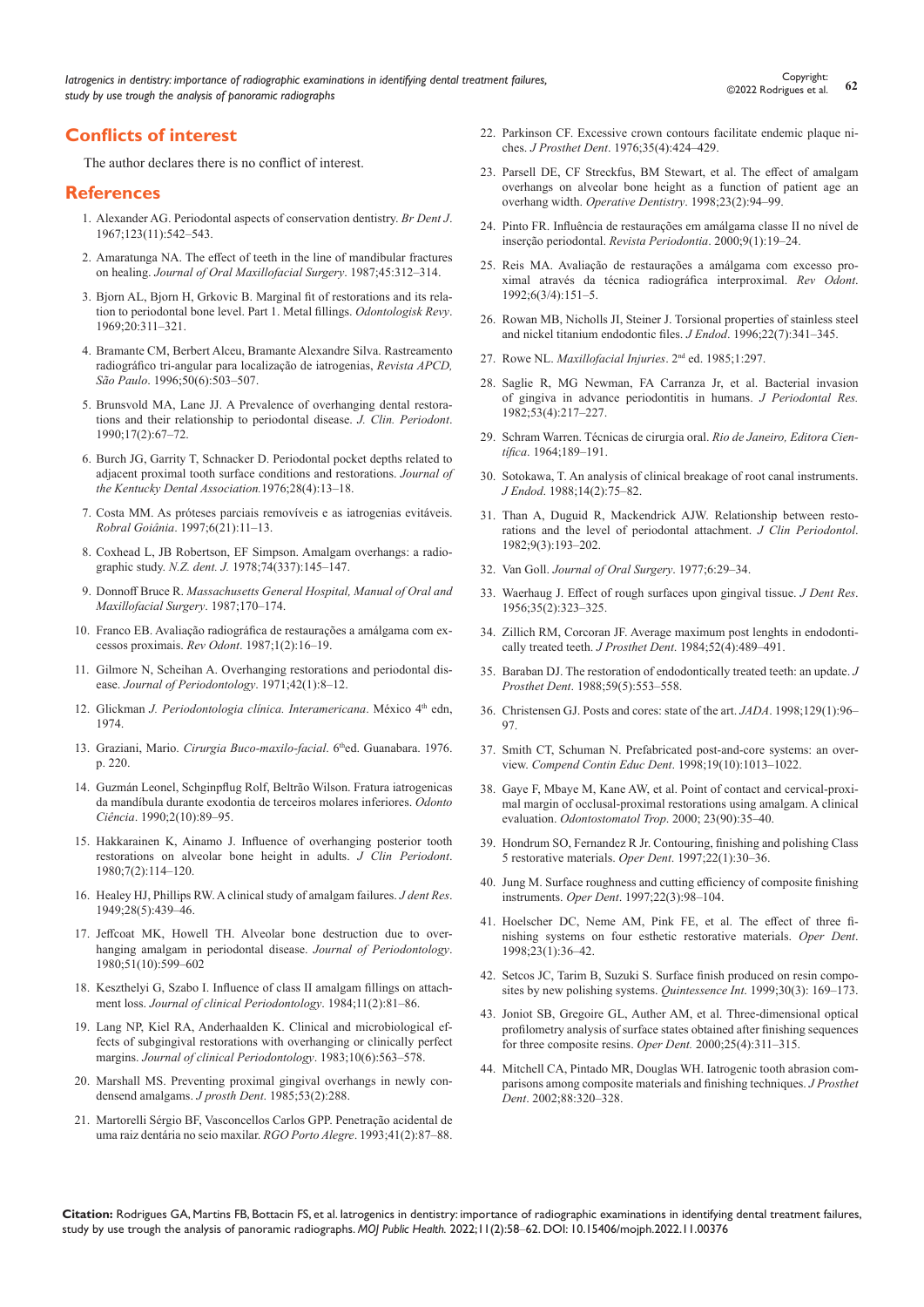## Conflicts of interest

The author declares there is no conflict of interest.

## References

1. Alexander AG. Periodontal aspects of conservation dentistry. *Br Dent J*. 1967;123(11):542–543.
2. Amaratunga NA. The effect of teeth in the line of mandibular fractures on healing. *Journal of Oral Maxillofacial Surgery*. 1987;45:312–314.
3. Bjorn AL, Bjorn H, Grkovic B. Marginal fit of restorations and its relation to periodontal bone level. Part 1. Metal fillings. *Odontologisk Revy*. 1969;20:311–321.
4. Bramante CM, Berbert Alceu, Bramante Alexandre Silva. Rastreamento radiográfico tri-angular para localização de iatrogenias, *Revista APCD, São Paulo*. 1996;50(6):503–507.
5. Brunsvold MA, Lane JJ. A Prevalence of overhanging dental restorations and their relationship to periodontal disease. *J. Clin. Periodont*. 1990;17(2):67–72.
6. Burch JG, Garrity T, Schnacker D. Periodontal pocket depths related to adjacent proximal tooth surface conditions and restorations. *Journal of the Kentucky Dental Association.*1976;28(4):13–18.
7. Costa MM. As próteses parciais removíveis e as iatrogenias evitáveis. *Robral Goiânia*. 1997;6(21):11–13.
8. Coxhead L, JB Robertson, EF Simpson. Amalgam overhangs: a radiographic study. *N.Z. dent. J.* 1978;74(337):145–147.
9. Donnoff Bruce R. *Massachusetts General Hospital, Manual of Oral and Maxillofacial Surgery*. 1987;170–174.
10. Franco EB. Avaliação radiográfica de restaurações a amálgama com excessos proximais. *Rev Odont*. 1987;1(2):16–19.
11. Gilmore N, Scheihan A. Overhanging restorations and periodontal disease. *Journal of Periodontology*. 1971;42(1):8–12.
12. Glickman *J. Periodontologia clínica. Interamericana*. México 4th edn, 1974.
13. Graziani, Mario. *Cirurgia Buco-maxilo-facial*. 6thed. Guanabara. 1976. p. 220.
14. Guzmán Leonel, Schginpflug Rolf, Beltrão Wilson. Fratura iatrogenicas da mandíbula durante exodontia de terceiros molares inferiores. *Odonto Ciência*. 1990;2(10):89–95.
15. Hakkarainen K, Ainamo J. Influence of overhanging posterior tooth restorations on alveolar bone height in adults. *J Clin Periodont*. 1980;7(2):114–120.
16. Healey HJ, Phillips RW. A clinical study of amalgam failures. *J dent Res*. 1949;28(5):439–46.
17. Jeffcoat MK, Howell TH. Alveolar bone destruction due to overhanging amalgam in periodontal disease. *Journal of Periodontology*. 1980;51(10):599–602
18. Keszthelyi G, Szabo I. Influence of class II amalgam fillings on attachment loss. *Journal of clinical Periodontology*. 1984;11(2):81–86.
19. Lang NP, Kiel RA, Anderhaalden K. Clinical and microbiological effects of subgingival restorations with overhanging or clinically perfect margins. *Journal of clinical Periodontology*. 1983;10(6):563–578.
20. Marshall MS. Preventing proximal gingival overhangs in newly condensend amalgams. *J prosth Dent*. 1985;53(2):288.
21. Martorelli Sérgio BF, Vasconcellos Carlos GPP. Penetração acidental de uma raiz dentária no seio maxilar. *RGO Porto Alegre*. 1993;41(2):87–88.
22. Parkinson CF. Excessive crown contours facilitate endemic plaque niches. *J Prosthet Dent*. 1976;35(4):424–429.
23. Parsell DE, CF Streckfus, BM Stewart, et al. The effect of amalgam overhangs on alveolar bone height as a function of patient age an overhang width. *Operative Dentistry*. 1998;23(2):94–99.
24. Pinto FR. Influência de restaurações em amálgama classe II no nível de inserção periodontal. *Revista Periodontia*. 2000;9(1):19–24.
25. Reis MA. Avaliação de restaurações a amálgama com excesso proximal através da técnica radiográfica interproximal. *Rev Odont*. 1992;6(3/4):151–5.
26. Rowan MB, Nicholls JI, Steiner J. Torsional properties of stainless steel and nickel titanium endodontic files. *J Endod*. 1996;22(7):341–345.
27. Rowe NL. *Maxillofacial Injuries*. 2nd ed. 1985;1:297.
28. Saglie R, MG Newman, FA Carranza Jr, et al. Bacterial invasion of gingiva in advance periodontitis in humans. *J Periodontal Res.* 1982;53(4):217–227.
29. Schram Warren. Técnicas de cirurgia oral. *Rio de Janeiro, Editora Científica*. 1964;189–191.
30. Sotokawa, T. An analysis of clinical breakage of root canal instruments. *J Endod*. 1988;14(2):75–82.
31. Than A, Duguid R, Mackendrick AJW. Relationship between restorations and the level of periodontal attachment. *J Clin Periodontol*. 1982;9(3):193–202.
32. Van Goll. *Journal of Oral Surgery*. 1977;6:29–34.
33. Waerhaug J. Effect of rough surfaces upon gingival tissue. *J Dent Res*. 1956;35(2):323–325.
34. Zillich RM, Corcoran JF. Average maximum post lenghts in endodontically treated teeth. *J Prosthet Dent*. 1984;52(4):489–491.
35. Baraban DJ. The restoration of endodontically treated teeth: an update. *J Prosthet Dent*. 1988;59(5):553–558.
36. Christensen GJ. Posts and cores: state of the art. *JADA*. 1998;129(1):96–97.
37. Smith CT, Schuman N. Prefabricated post-and-core systems: an overview. *Compend Contin Educ Dent*. 1998;19(10):1013–1022.
38. Gaye F, Mbaye M, Kane AW, et al. Point of contact and cervical-proximal margin of occlusal-proximal restorations using amalgam. A clinical evaluation. *Odontostomatol Trop*. 2000; 23(90):35–40.
39. Hondrum SO, Fernandez R Jr. Contouring, finishing and polishing Class 5 restorative materials. *Oper Dent*. 1997;22(1):30–36.
40. Jung M. Surface roughness and cutting efficiency of composite finishing instruments. *Oper Dent*. 1997;22(3):98–104.
41. Hoelscher DC, Neme AM, Pink FE, et al. The effect of three finishing systems on four esthetic restorative materials. *Oper Dent*. 1998;23(1):36–42.
42. Setcos JC, Tarim B, Suzuki S. Surface finish produced on resin composites by new polishing systems. *Quintessence Int*. 1999;30(3): 169–173.
43. Joniot SB, Gregoire GL, Auther AM, et al. Three-dimensional optical profilometry analysis of surface states obtained after finishing sequences for three composite resins. *Oper Dent.* 2000;25(4):311–315.
44. Mitchell CA, Pintado MR, Douglas WH. Iatrogenic tooth abrasion comparisons among composite materials and finishing techniques. *J Prosthet Dent*. 2002;88:320–328.